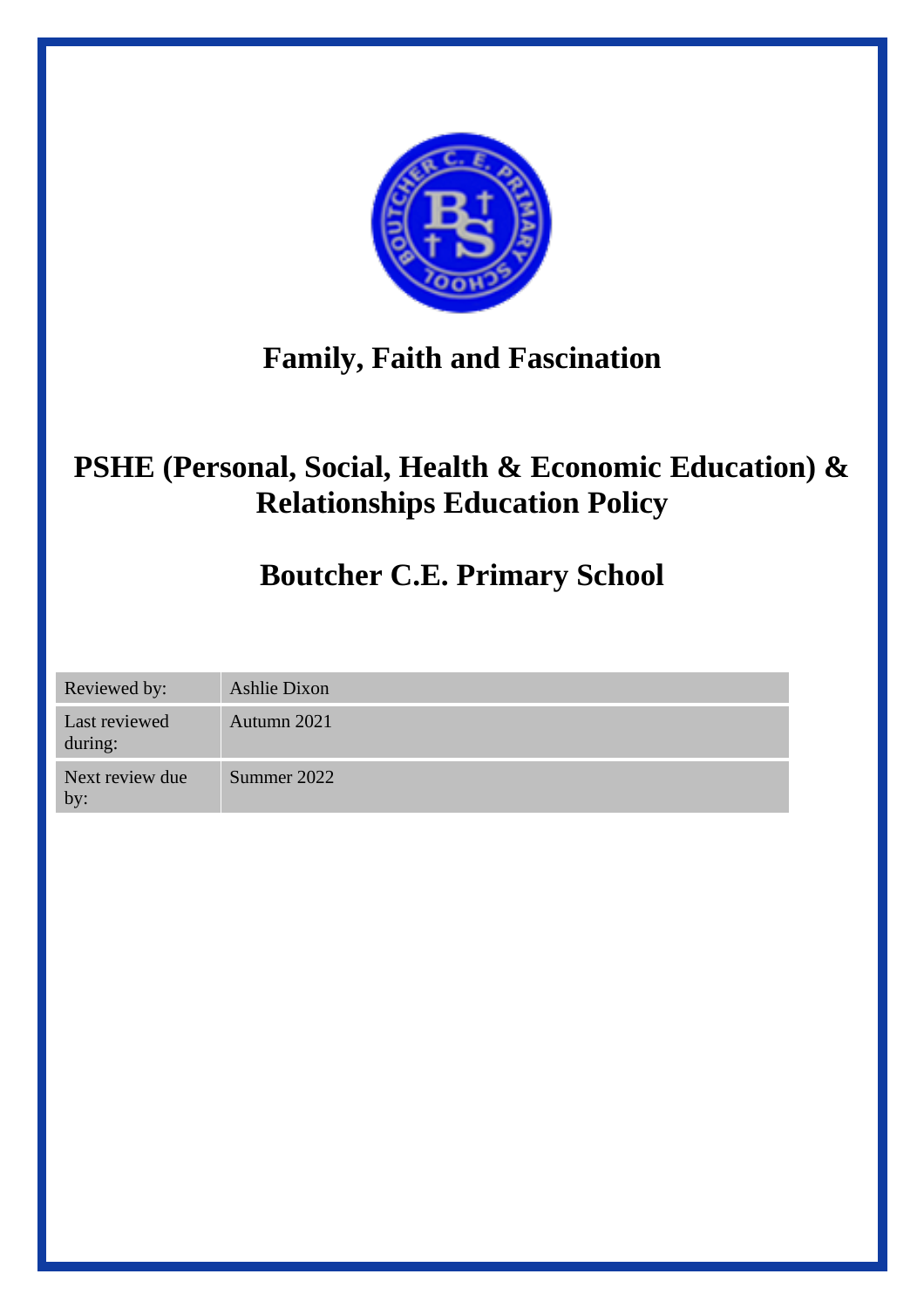# Family, Faith and Fascination

# PSHE (Personal, Social, Health & Economic Education) & Relationships Education Policy

# Boutcher C.E. Primary School

| Reviewed by: | Ashlie Dixon |
| --- | --- |
| Last reviewed during: | Autumn 2021 |
| Next review due by: | Summer 2022 |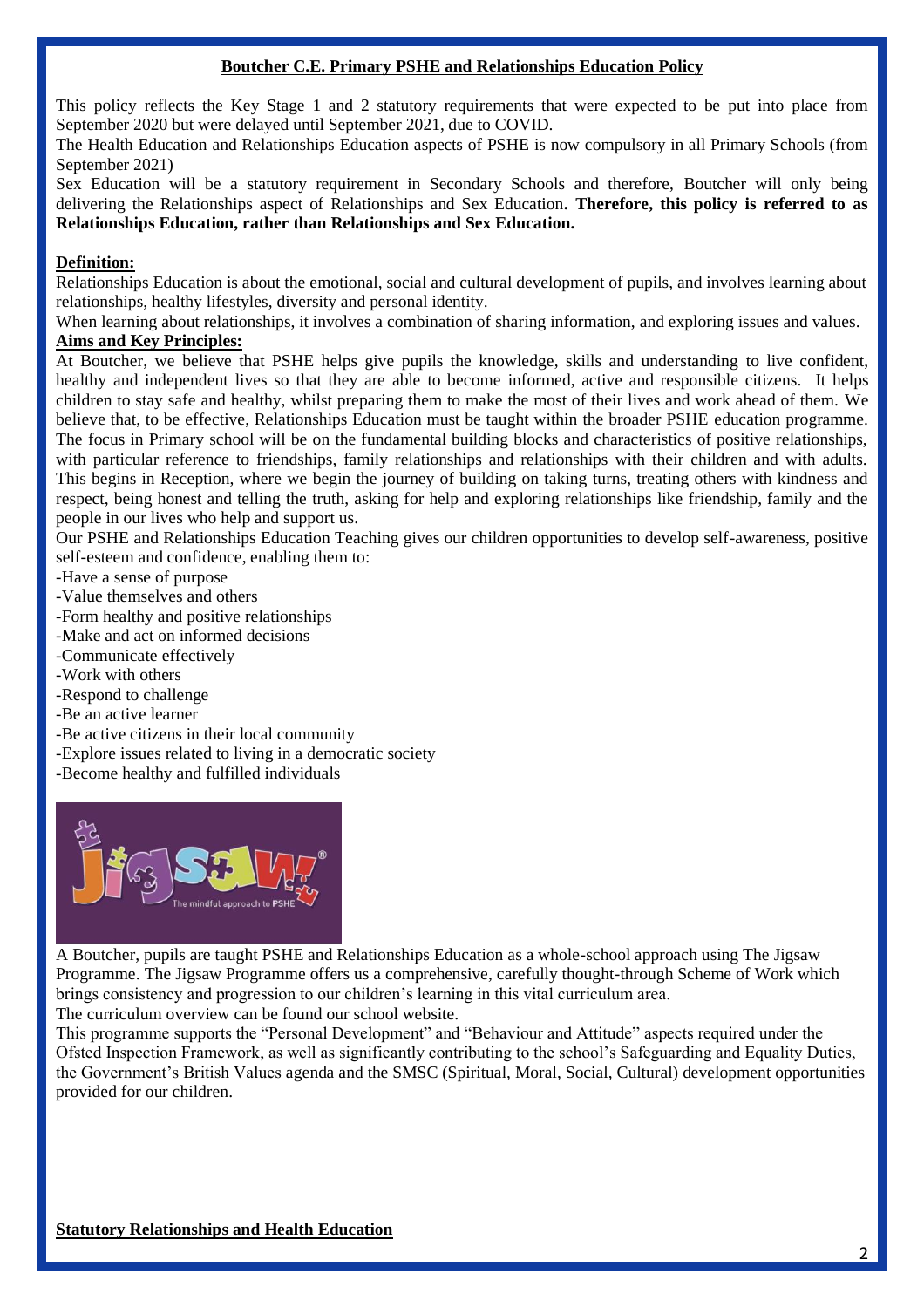## Boutcher C.E. Primary PSHE and Relationships Education Policy

This policy reflects the Key Stage 1 and 2 statutory requirements that were expected to be put into place from September 2020 but were delayed until September 2021, due to COVID.

The Health Education and Relationships Education aspects of PSHE is now compulsory in all Primary Schools (from September 2021)

Sex Education will be a statutory requirement in Secondary Schools and therefore, Boutcher will only being delivering the Relationships aspect of Relationships and Sex Education**. Therefore, this policy is referred to as Relationships Education, rather than Relationships and Sex Education.**

### Definition:

Relationships Education is about the emotional, social and cultural development of pupils, and involves learning about relationships, healthy lifestyles, diversity and personal identity.

When learning about relationships, it involves a combination of sharing information, and exploring issues and values.

### Aims and Key Principles:

At Boutcher, we believe that PSHE helps give pupils the knowledge, skills and understanding to live confident, healthy and independent lives so that they are able to become informed, active and responsible citizens. It helps children to stay safe and healthy, whilst preparing them to make the most of their lives and work ahead of them. We believe that, to be effective, Relationships Education must be taught within the broader PSHE education programme. The focus in Primary school will be on the fundamental building blocks and characteristics of positive relationships, with particular reference to friendships, family relationships and relationships with their children and with adults. This begins in Reception, where we begin the journey of building on taking turns, treating others with kindness and respect, being honest and telling the truth, asking for help and exploring relationships like friendship, family and the people in our lives who help and support us.

Our PSHE and Relationships Education Teaching gives our children opportunities to develop self-awareness, positive self-esteem and confidence, enabling them to:

- Have a sense of purpose
- Value themselves and others
- Form healthy and positive relationships
- Make and act on informed decisions
- Communicate effectively
- Work with others
- Respond to challenge
- Be an active learner
- Be active citizens in their local community
- Explore issues related to living in a democratic society
- Become healthy and fulfilled individuals

A Boutcher, pupils are taught PSHE and Relationships Education as a whole-school approach using The Jigsaw Programme. The Jigsaw Programme offers us a comprehensive, carefully thought-through Scheme of Work which brings consistency and progression to our children's learning in this vital curriculum area.

The curriculum overview can be found our school website.

This programme supports the "Personal Development" and "Behaviour and Attitude" aspects required under the Ofsted Inspection Framework, as well as significantly contributing to the school's Safeguarding and Equality Duties, the Government's British Values agenda and the SMSC (Spiritual, Moral, Social, Cultural) development opportunities provided for our children.

### Statutory Relationships and Health Education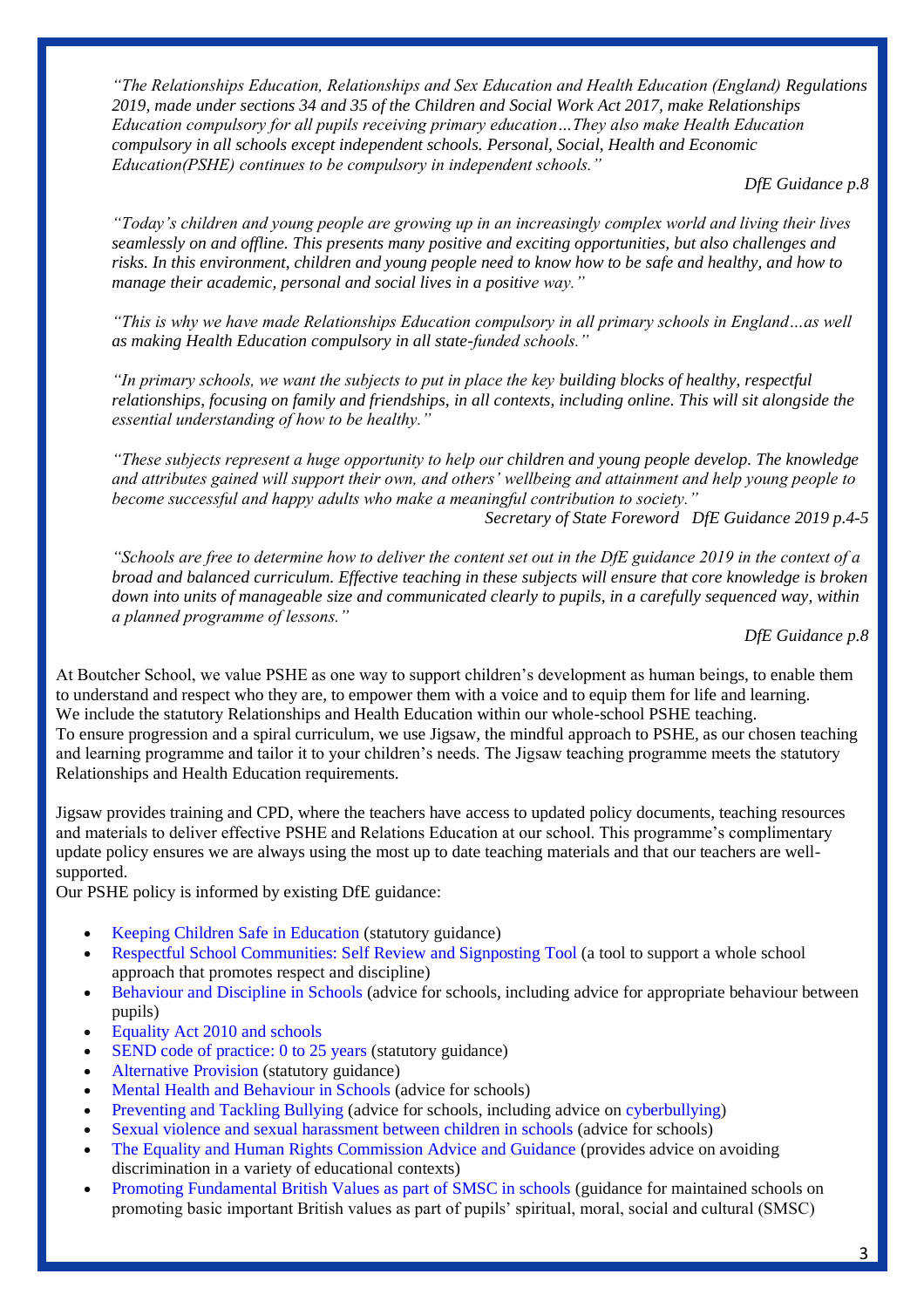*"The Relationships Education, Relationships and Sex Education and Health Education (England) Regulations 2019, made under sections 34 and 35 of the Children and Social Work Act 2017, make Relationships Education compulsory for all pupils receiving primary education…They also make Health Education compulsory in all schools except independent schools. Personal, Social, Health and Economic Education(PSHE) continues to be compulsory in independent schools."*

*DfE Guidance p.8*

*"Today's children and young people are growing up in an increasingly complex world and living their lives seamlessly on and offline. This presents many positive and exciting opportunities, but also challenges and risks. In this environment, children and young people need to know how to be safe and healthy, and how to manage their academic, personal and social lives in a positive way."*

*"This is why we have made Relationships Education compulsory in all primary schools in England…as well as making Health Education compulsory in all state-funded schools."*

*"In primary schools, we want the subjects to put in place the key building blocks of healthy, respectful relationships, focusing on family and friendships, in all contexts, including online. This will sit alongside the essential understanding of how to be healthy."*

*"These subjects represent a huge opportunity to help our children and young people develop. The knowledge and attributes gained will support their own, and others' wellbeing and attainment and help young people to become successful and happy adults who make a meaningful contribution to society."*

*Secretary of State Foreword DfE Guidance 2019 p.4-5*

*"Schools are free to determine how to deliver the content set out in the DfE guidance 2019 in the context of a broad and balanced curriculum. Effective teaching in these subjects will ensure that core knowledge is broken down into units of manageable size and communicated clearly to pupils, in a carefully sequenced way, within a planned programme of lessons."*

*DfE Guidance p.8*

At Boutcher School, we value PSHE as one way to support children's development as human beings, to enable them to understand and respect who they are, to empower them with a voice and to equip them for life and learning. We include the statutory Relationships and Health Education within our whole-school PSHE teaching. To ensure progression and a spiral curriculum, we use Jigsaw, the mindful approach to PSHE, as our chosen teaching and learning programme and tailor it to your children's needs. The Jigsaw teaching programme meets the statutory Relationships and Health Education requirements.

Jigsaw provides training and CPD, where the teachers have access to updated policy documents, teaching resources and materials to deliver effective PSHE and Relations Education at our school. This programme's complimentary update policy ensures we are always using the most up to date teaching materials and that our teachers are well-supported.

Our PSHE policy is informed by existing DfE guidance:

- Keeping Children Safe in Education (statutory guidance)
- Respectful School Communities: Self Review and Signposting Tool (a tool to support a whole school approach that promotes respect and discipline)
- Behaviour and Discipline in Schools (advice for schools, including advice for appropriate behaviour between pupils)
- Equality Act 2010 and schools
- SEND code of practice: 0 to 25 years (statutory guidance)
- Alternative Provision (statutory guidance)
- Mental Health and Behaviour in Schools (advice for schools)
- Preventing and Tackling Bullying (advice for schools, including advice on cyberbullying)
- Sexual violence and sexual harassment between children in schools (advice for schools)
- The Equality and Human Rights Commission Advice and Guidance (provides advice on avoiding discrimination in a variety of educational contexts)
- Promoting Fundamental British Values as part of SMSC in schools (guidance for maintained schools on promoting basic important British values as part of pupils' spiritual, moral, social and cultural (SMSC)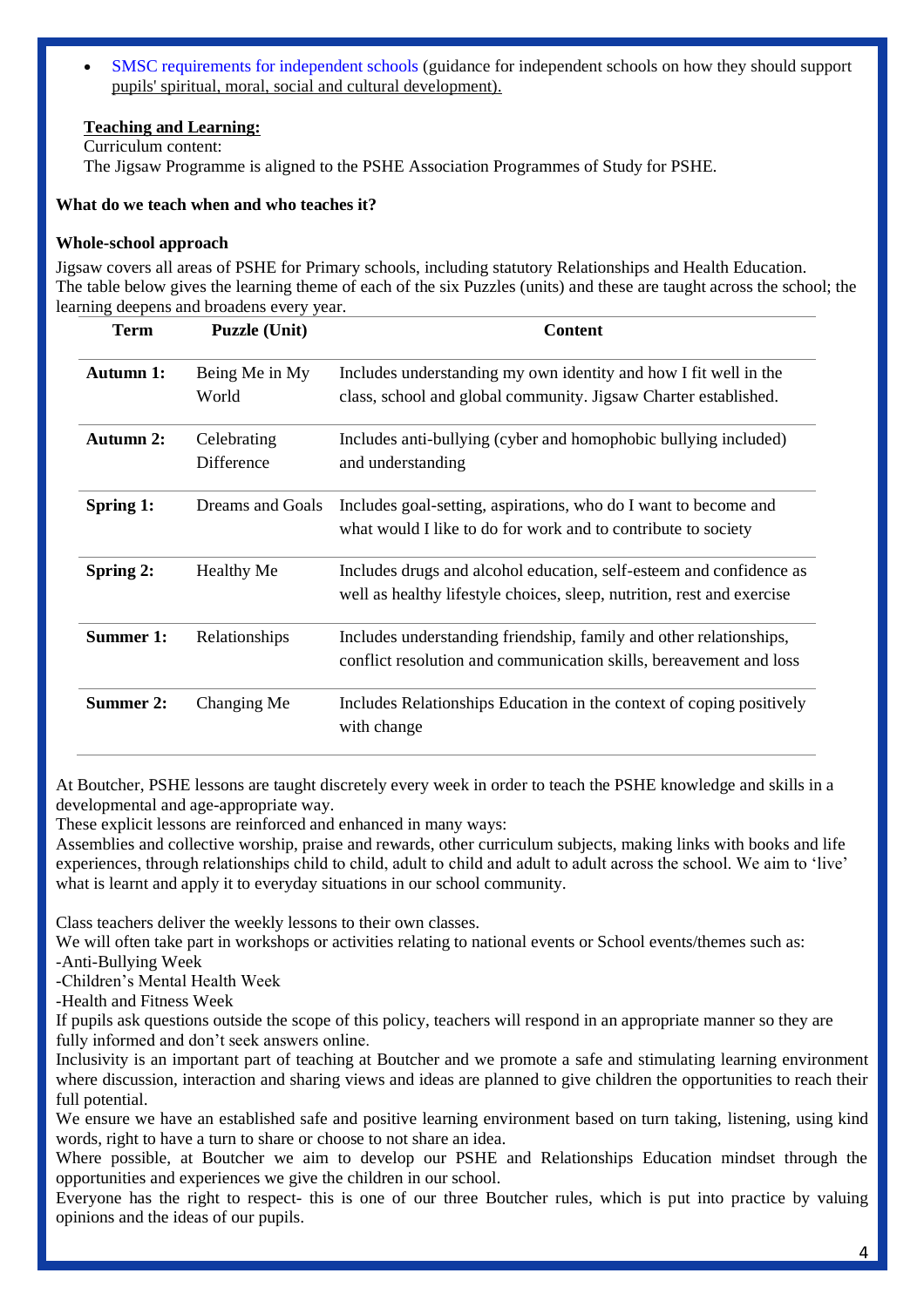- SMSC requirements for independent schools (guidance for independent schools on how they should support pupils' spiritual, moral, social and cultural development).

**Teaching and Learning:**

Curriculum content:

The Jigsaw Programme is aligned to the PSHE Association Programmes of Study for PSHE.

**What do we teach when and who teaches it?**

**Whole-school approach**

Jigsaw covers all areas of PSHE for Primary schools, including statutory Relationships and Health Education. The table below gives the learning theme of each of the six Puzzles (units) and these are taught across the school; the learning deepens and broadens every year.

| Term | Puzzle (Unit) | Content |
|---|---|---|
| **Autumn 1:** | Being Me in My World | Includes understanding my own identity and how I fit well in the class, school and global community. Jigsaw Charter established. |
| **Autumn 2:** | Celebrating Difference | Includes anti-bullying (cyber and homophobic bullying included) and understanding |
| **Spring 1:** | Dreams and Goals | Includes goal-setting, aspirations, who do I want to become and what would I like to do for work and to contribute to society |
| **Spring 2:** | Healthy Me | Includes drugs and alcohol education, self-esteem and confidence as well as healthy lifestyle choices, sleep, nutrition, rest and exercise |
| **Summer 1:** | Relationships | Includes understanding friendship, family and other relationships, conflict resolution and communication skills, bereavement and loss |
| **Summer 2:** | Changing Me | Includes Relationships Education in the context of coping positively with change |

At Boutcher, PSHE lessons are taught discretely every week in order to teach the PSHE knowledge and skills in a developmental and age-appropriate way.

These explicit lessons are reinforced and enhanced in many ways:

Assemblies and collective worship, praise and rewards, other curriculum subjects, making links with books and life experiences, through relationships child to child, adult to child and adult to adult across the school. We aim to 'live' what is learnt and apply it to everyday situations in our school community.

Class teachers deliver the weekly lessons to their own classes.

We will often take part in workshops or activities relating to national events or School events/themes such as:

-Anti-Bullying Week

-Children's Mental Health Week

-Health and Fitness Week

If pupils ask questions outside the scope of this policy, teachers will respond in an appropriate manner so they are fully informed and don't seek answers online.

Inclusivity is an important part of teaching at Boutcher and we promote a safe and stimulating learning environment where discussion, interaction and sharing views and ideas are planned to give children the opportunities to reach their full potential.

We ensure we have an established safe and positive learning environment based on turn taking, listening, using kind words, right to have a turn to share or choose to not share an idea.

Where possible, at Boutcher we aim to develop our PSHE and Relationships Education mindset through the opportunities and experiences we give the children in our school.

Everyone has the right to respect- this is one of our three Boutcher rules, which is put into practice by valuing opinions and the ideas of our pupils.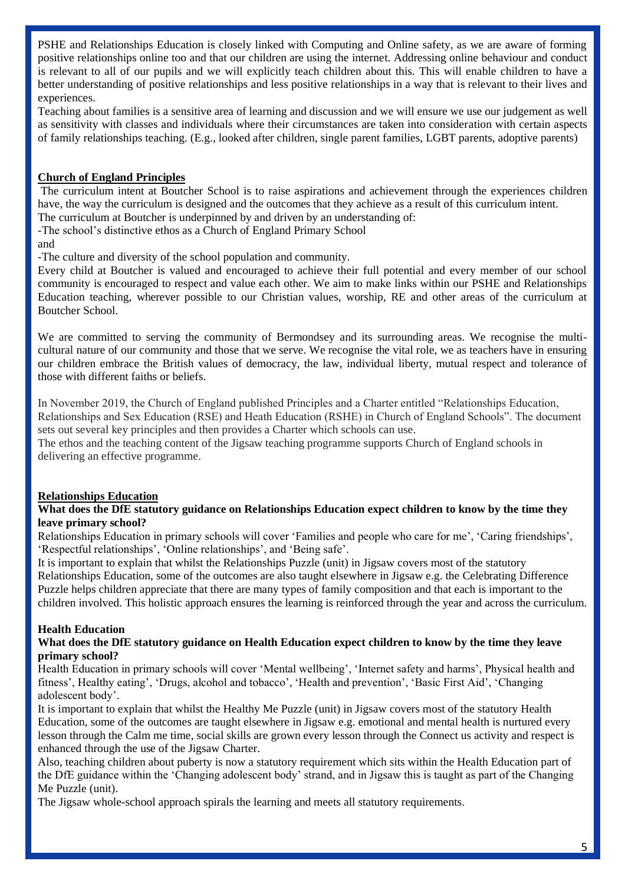PSHE and Relationships Education is closely linked with Computing and Online safety, as we are aware of forming positive relationships online too and that our children are using the internet. Addressing online behaviour and conduct is relevant to all of our pupils and we will explicitly teach children about this. This will enable children to have a better understanding of positive relationships and less positive relationships in a way that is relevant to their lives and experiences.

Teaching about families is a sensitive area of learning and discussion and we will ensure we use our judgement as well as sensitivity with classes and individuals where their circumstances are taken into consideration with certain aspects of family relationships teaching. (E.g., looked after children, single parent families, LGBT parents, adoptive parents)

## Church of England Principles

The curriculum intent at Boutcher School is to raise aspirations and achievement through the experiences children have, the way the curriculum is designed and the outcomes that they achieve as a result of this curriculum intent.

The curriculum at Boutcher is underpinned by and driven by an understanding of:

-The school's distinctive ethos as a Church of England Primary School

and

-The culture and diversity of the school population and community.

Every child at Boutcher is valued and encouraged to achieve their full potential and every member of our school community is encouraged to respect and value each other. We aim to make links within our PSHE and Relationships Education teaching, wherever possible to our Christian values, worship, RE and other areas of the curriculum at Boutcher School.

We are committed to serving the community of Bermondsey and its surrounding areas. We recognise the multi-cultural nature of our community and those that we serve. We recognise the vital role, we as teachers have in ensuring our children embrace the British values of democracy, the law, individual liberty, mutual respect and tolerance of those with different faiths or beliefs.

In November 2019, the Church of England published Principles and a Charter entitled "Relationships Education, Relationships and Sex Education (RSE) and Heath Education (RSHE) in Church of England Schools". The document sets out several key principles and then provides a Charter which schools can use.

The ethos and the teaching content of the Jigsaw teaching programme supports Church of England schools in delivering an effective programme.

## Relationships Education

**What does the DfE statutory guidance on Relationships Education expect children to know by the time they leave primary school?**

Relationships Education in primary schools will cover 'Families and people who care for me', 'Caring friendships', 'Respectful relationships', 'Online relationships', and 'Being safe'.

It is important to explain that whilst the Relationships Puzzle (unit) in Jigsaw covers most of the statutory Relationships Education, some of the outcomes are also taught elsewhere in Jigsaw e.g. the Celebrating Difference Puzzle helps children appreciate that there are many types of family composition and that each is important to the children involved. This holistic approach ensures the learning is reinforced through the year and across the curriculum.

## Health Education

**What does the DfE statutory guidance on Health Education expect children to know by the time they leave primary school?**

Health Education in primary schools will cover 'Mental wellbeing', 'Internet safety and harms', Physical health and fitness', Healthy eating', 'Drugs, alcohol and tobacco', 'Health and prevention', 'Basic First Aid', 'Changing adolescent body'.

It is important to explain that whilst the Healthy Me Puzzle (unit) in Jigsaw covers most of the statutory Health Education, some of the outcomes are taught elsewhere in Jigsaw e.g. emotional and mental health is nurtured every lesson through the Calm me time, social skills are grown every lesson through the Connect us activity and respect is enhanced through the use of the Jigsaw Charter.

Also, teaching children about puberty is now a statutory requirement which sits within the Health Education part of the DfE guidance within the 'Changing adolescent body' strand, and in Jigsaw this is taught as part of the Changing Me Puzzle (unit).

The Jigsaw whole-school approach spirals the learning and meets all statutory requirements.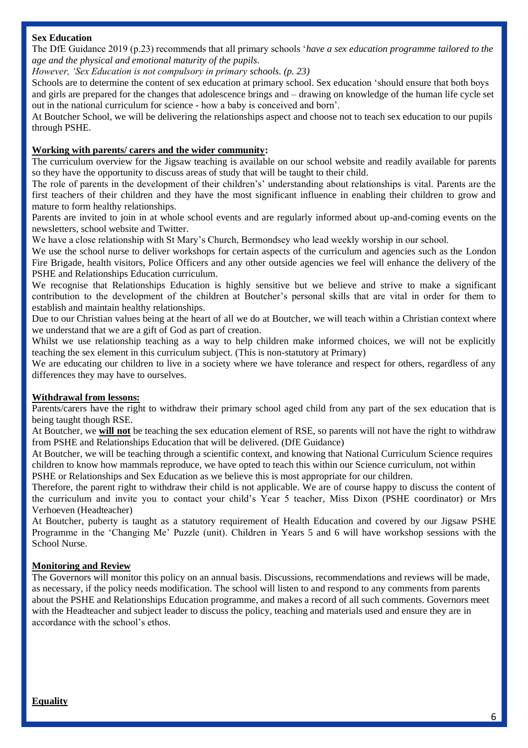**Sex Education**

The DfE Guidance 2019 (p.23) recommends that all primary schools '*have a sex education programme tailored to the age and the physical and emotional maturity of the pupils.*

*However, 'Sex Education is not compulsory in primary schools. (p. 23)*

Schools are to determine the content of sex education at primary school. Sex education 'should ensure that both boys and girls are prepared for the changes that adolescence brings and – drawing on knowledge of the human life cycle set out in the national curriculum for science - how a baby is conceived and born'.

At Boutcher School, we will be delivering the relationships aspect and choose not to teach sex education to our pupils through PSHE.

**Working with parents/ carers and the wider community:**

The curriculum overview for the Jigsaw teaching is available on our school website and readily available for parents so they have the opportunity to discuss areas of study that will be taught to their child.

The role of parents in the development of their children's' understanding about relationships is vital. Parents are the first teachers of their children and they have the most significant influence in enabling their children to grow and mature to form healthy relationships.

Parents are invited to join in at whole school events and are regularly informed about up-and-coming events on the newsletters, school website and Twitter.

We have a close relationship with St Mary's Church, Bermondsey who lead weekly worship in our school.

We use the school nurse to deliver workshops for certain aspects of the curriculum and agencies such as the London Fire Brigade, health visitors, Police Officers and any other outside agencies we feel will enhance the delivery of the PSHE and Relationships Education curriculum.

We recognise that Relationships Education is highly sensitive but we believe and strive to make a significant contribution to the development of the children at Boutcher's personal skills that are vital in order for them to establish and maintain healthy relationships.

Due to our Christian values being at the heart of all we do at Boutcher, we will teach within a Christian context where we understand that we are a gift of God as part of creation.

Whilst we use relationship teaching as a way to help children make informed choices, we will not be explicitly teaching the sex element in this curriculum subject. (This is non-statutory at Primary)

We are educating our children to live in a society where we have tolerance and respect for others, regardless of any differences they may have to ourselves.

**Withdrawal from lessons:**

Parents/carers have the right to withdraw their primary school aged child from any part of the sex education that is being taught though RSE.

At Boutcher, we **will not** be teaching the sex education element of RSE, so parents will not have the right to withdraw from PSHE and Relationships Education that will be delivered. (DfE Guidance)

At Boutcher, we will be teaching through a scientific context, and knowing that National Curriculum Science requires children to know how mammals reproduce, we have opted to teach this within our Science curriculum, not within PSHE or Relationships and Sex Education as we believe this is most appropriate for our children.

Therefore, the parent right to withdraw their child is not applicable. We are of course happy to discuss the content of the curriculum and invite you to contact your child's Year 5 teacher, Miss Dixon (PSHE coordinator) or Mrs Verhoeven (Headteacher)

At Boutcher, puberty is taught as a statutory requirement of Health Education and covered by our Jigsaw PSHE Programme in the 'Changing Me' Puzzle (unit). Children in Years 5 and 6 will have workshop sessions with the School Nurse.

**Monitoring and Review**

The Governors will monitor this policy on an annual basis. Discussions, recommendations and reviews will be made, as necessary, if the policy needs modification. The school will listen to and respond to any comments from parents about the PSHE and Relationships Education programme, and makes a record of all such comments. Governors meet with the Headteacher and subject leader to discuss the policy, teaching and materials used and ensure they are in accordance with the school's ethos.

**Equality**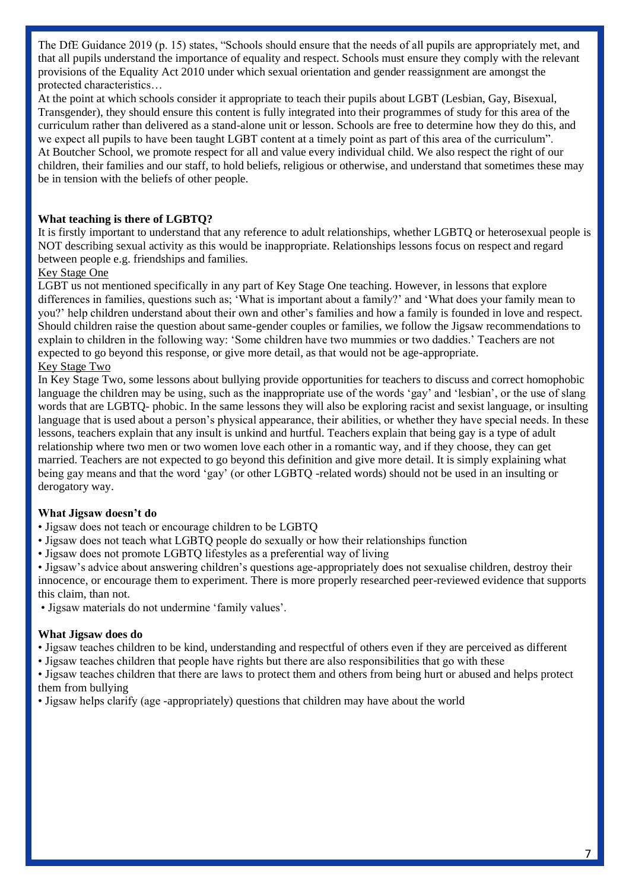The DfE Guidance 2019 (p. 15) states, "Schools should ensure that the needs of all pupils are appropriately met, and that all pupils understand the importance of equality and respect. Schools must ensure they comply with the relevant provisions of the Equality Act 2010 under which sexual orientation and gender reassignment are amongst the protected characteristics…

At the point at which schools consider it appropriate to teach their pupils about LGBT (Lesbian, Gay, Bisexual, Transgender), they should ensure this content is fully integrated into their programmes of study for this area of the curriculum rather than delivered as a stand-alone unit or lesson. Schools are free to determine how they do this, and we expect all pupils to have been taught LGBT content at a timely point as part of this area of the curriculum".

At Boutcher School, we promote respect for all and value every individual child. We also respect the right of our children, their families and our staff, to hold beliefs, religious or otherwise, and understand that sometimes these may be in tension with the beliefs of other people.

**What teaching is there of LGBTQ?**

It is firstly important to understand that any reference to adult relationships, whether LGBTQ or heterosexual people is NOT describing sexual activity as this would be inappropriate. Relationships lessons focus on respect and regard between people e.g. friendships and families.

Key Stage One

LGBT us not mentioned specifically in any part of Key Stage One teaching. However, in lessons that explore differences in families, questions such as; 'What is important about a family?' and 'What does your family mean to you?' help children understand about their own and other's families and how a family is founded in love and respect. Should children raise the question about same-gender couples or families, we follow the Jigsaw recommendations to explain to children in the following way: 'Some children have two mummies or two daddies.' Teachers are not expected to go beyond this response, or give more detail, as that would not be age-appropriate.

Key Stage Two

In Key Stage Two, some lessons about bullying provide opportunities for teachers to discuss and correct homophobic language the children may be using, such as the inappropriate use of the words 'gay' and 'lesbian', or the use of slang words that are LGBTQ- phobic. In the same lessons they will also be exploring racist and sexist language, or insulting language that is used about a person's physical appearance, their abilities, or whether they have special needs. In these lessons, teachers explain that any insult is unkind and hurtful. Teachers explain that being gay is a type of adult relationship where two men or two women love each other in a romantic way, and if they choose, they can get married. Teachers are not expected to go beyond this definition and give more detail. It is simply explaining what being gay means and that the word 'gay' (or other LGBTQ -related words) should not be used in an insulting or derogatory way.

**What Jigsaw doesn't do**

- Jigsaw does not teach or encourage children to be LGBTQ
- Jigsaw does not teach what LGBTQ people do sexually or how their relationships function
- Jigsaw does not promote LGBTQ lifestyles as a preferential way of living
- Jigsaw's advice about answering children's questions age-appropriately does not sexualise children, destroy their innocence, or encourage them to experiment. There is more properly researched peer-reviewed evidence that supports this claim, than not.
- Jigsaw materials do not undermine 'family values'.

**What Jigsaw does do**

- Jigsaw teaches children to be kind, understanding and respectful of others even if they are perceived as different
- Jigsaw teaches children that people have rights but there are also responsibilities that go with these
- Jigsaw teaches children that there are laws to protect them and others from being hurt or abused and helps protect them from bullying
- Jigsaw helps clarify (age -appropriately) questions that children may have about the world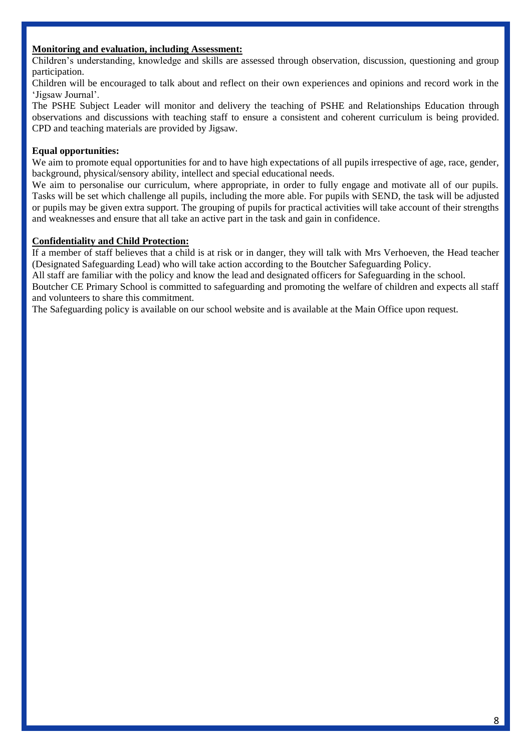## Monitoring and evaluation, including Assessment:

Children's understanding, knowledge and skills are assessed through observation, discussion, questioning and group participation.

Children will be encouraged to talk about and reflect on their own experiences and opinions and record work in the 'Jigsaw Journal'.

The PSHE Subject Leader will monitor and delivery the teaching of PSHE and Relationships Education through observations and discussions with teaching staff to ensure a consistent and coherent curriculum is being provided. CPD and teaching materials are provided by Jigsaw.

**Equal opportunities:**

We aim to promote equal opportunities for and to have high expectations of all pupils irrespective of age, race, gender, background, physical/sensory ability, intellect and special educational needs.

We aim to personalise our curriculum, where appropriate, in order to fully engage and motivate all of our pupils. Tasks will be set which challenge all pupils, including the more able. For pupils with SEND, the task will be adjusted or pupils may be given extra support. The grouping of pupils for practical activities will take account of their strengths and weaknesses and ensure that all take an active part in the task and gain in confidence.

## Confidentiality and Child Protection:

If a member of staff believes that a child is at risk or in danger, they will talk with Mrs Verhoeven, the Head teacher (Designated Safeguarding Lead) who will take action according to the Boutcher Safeguarding Policy.

All staff are familiar with the policy and know the lead and designated officers for Safeguarding in the school.

Boutcher CE Primary School is committed to safeguarding and promoting the welfare of children and expects all staff and volunteers to share this commitment.

The Safeguarding policy is available on our school website and is available at the Main Office upon request.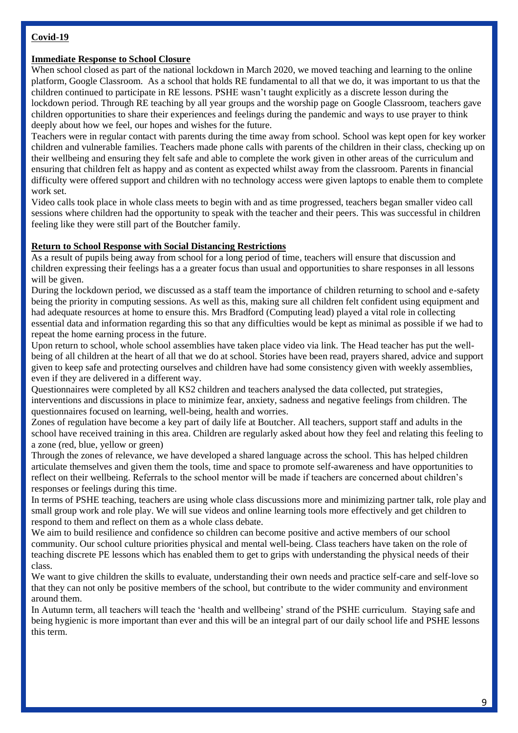**Covid-19**

**Immediate Response to School Closure**

When school closed as part of the national lockdown in March 2020, we moved teaching and learning to the online platform, Google Classroom. As a school that holds RE fundamental to all that we do, it was important to us that the children continued to participate in RE lessons. PSHE wasn't taught explicitly as a discrete lesson during the lockdown period. Through RE teaching by all year groups and the worship page on Google Classroom, teachers gave children opportunities to share their experiences and feelings during the pandemic and ways to use prayer to think deeply about how we feel, our hopes and wishes for the future.

Teachers were in regular contact with parents during the time away from school. School was kept open for key worker children and vulnerable families. Teachers made phone calls with parents of the children in their class, checking up on their wellbeing and ensuring they felt safe and able to complete the work given in other areas of the curriculum and ensuring that children felt as happy and as content as expected whilst away from the classroom. Parents in financial difficulty were offered support and children with no technology access were given laptops to enable them to complete work set.

Video calls took place in whole class meets to begin with and as time progressed, teachers began smaller video call sessions where children had the opportunity to speak with the teacher and their peers. This was successful in children feeling like they were still part of the Boutcher family.

**Return to School Response with Social Distancing Restrictions**

As a result of pupils being away from school for a long period of time, teachers will ensure that discussion and children expressing their feelings has a a greater focus than usual and opportunities to share responses in all lessons will be given.

During the lockdown period, we discussed as a staff team the importance of children returning to school and e-safety being the priority in computing sessions. As well as this, making sure all children felt confident using equipment and had adequate resources at home to ensure this. Mrs Bradford (Computing lead) played a vital role in collecting essential data and information regarding this so that any difficulties would be kept as minimal as possible if we had to repeat the home earning process in the future.

Upon return to school, whole school assemblies have taken place video via link. The Head teacher has put the well-being of all children at the heart of all that we do at school. Stories have been read, prayers shared, advice and support given to keep safe and protecting ourselves and children have had some consistency given with weekly assemblies, even if they are delivered in a different way.

Questionnaires were completed by all KS2 children and teachers analysed the data collected, put strategies, interventions and discussions in place to minimize fear, anxiety, sadness and negative feelings from children. The questionnaires focused on learning, well-being, health and worries.

Zones of regulation have become a key part of daily life at Boutcher. All teachers, support staff and adults in the school have received training in this area. Children are regularly asked about how they feel and relating this feeling to a zone (red, blue, yellow or green)

Through the zones of relevance, we have developed a shared language across the school. This has helped children articulate themselves and given them the tools, time and space to promote self-awareness and have opportunities to reflect on their wellbeing. Referrals to the school mentor will be made if teachers are concerned about children's responses or feelings during this time.

In terms of PSHE teaching, teachers are using whole class discussions more and minimizing partner talk, role play and small group work and role play. We will sue videos and online learning tools more effectively and get children to respond to them and reflect on them as a whole class debate.

We aim to build resilience and confidence so children can become positive and active members of our school community. Our school culture priorities physical and mental well-being. Class teachers have taken on the role of teaching discrete PE lessons which has enabled them to get to grips with understanding the physical needs of their class.

We want to give children the skills to evaluate, understanding their own needs and practice self-care and self-love so that they can not only be positive members of the school, but contribute to the wider community and environment around them.

In Autumn term, all teachers will teach the 'health and wellbeing' strand of the PSHE curriculum. Staying safe and being hygienic is more important than ever and this will be an integral part of our daily school life and PSHE lessons this term.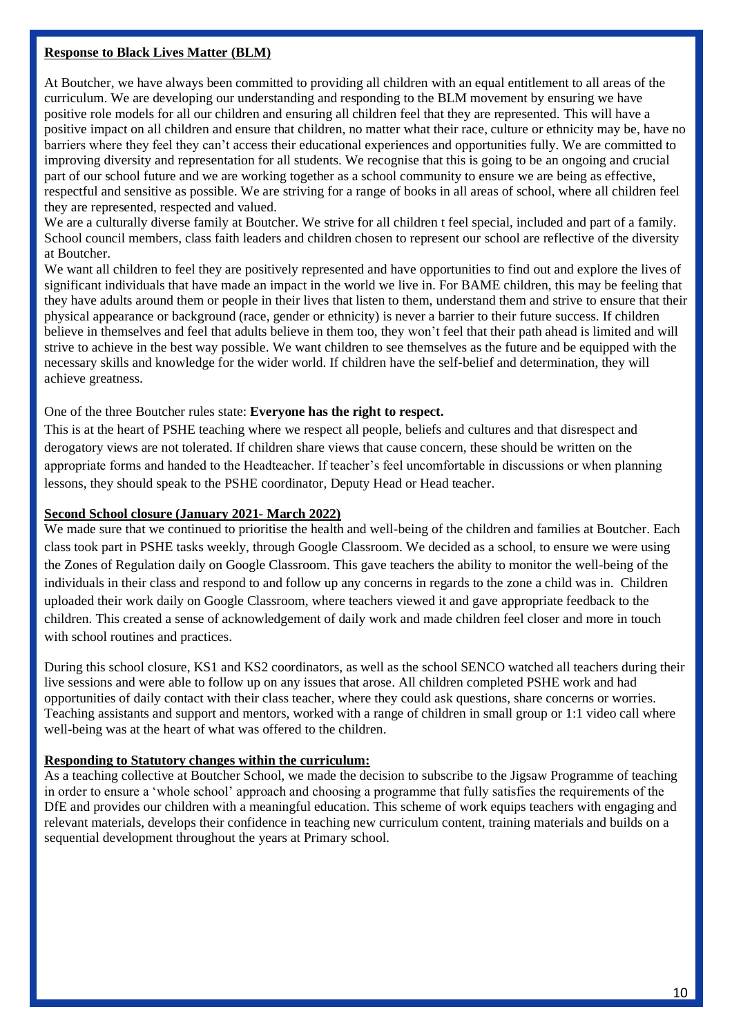**Response to Black Lives Matter (BLM)**

At Boutcher, we have always been committed to providing all children with an equal entitlement to all areas of the curriculum. We are developing our understanding and responding to the BLM movement by ensuring we have positive role models for all our children and ensuring all children feel that they are represented. This will have a positive impact on all children and ensure that children, no matter what their race, culture or ethnicity may be, have no barriers where they feel they can't access their educational experiences and opportunities fully. We are committed to improving diversity and representation for all students. We recognise that this is going to be an ongoing and crucial part of our school future and we are working together as a school community to ensure we are being as effective, respectful and sensitive as possible. We are striving for a range of books in all areas of school, where all children feel they are represented, respected and valued.

We are a culturally diverse family at Boutcher. We strive for all children t feel special, included and part of a family. School council members, class faith leaders and children chosen to represent our school are reflective of the diversity at Boutcher.

We want all children to feel they are positively represented and have opportunities to find out and explore the lives of significant individuals that have made an impact in the world we live in. For BAME children, this may be feeling that they have adults around them or people in their lives that listen to them, understand them and strive to ensure that their physical appearance or background (race, gender or ethnicity) is never a barrier to their future success. If children believe in themselves and feel that adults believe in them too, they won't feel that their path ahead is limited and will strive to achieve in the best way possible. We want children to see themselves as the future and be equipped with the necessary skills and knowledge for the wider world. If children have the self-belief and determination, they will achieve greatness.

One of the three Boutcher rules state: **Everyone has the right to respect.**

This is at the heart of PSHE teaching where we respect all people, beliefs and cultures and that disrespect and derogatory views are not tolerated. If children share views that cause concern, these should be written on the appropriate forms and handed to the Headteacher. If teacher's feel uncomfortable in discussions or when planning lessons, they should speak to the PSHE coordinator, Deputy Head or Head teacher.

**Second School closure (January 2021- March 2022)**

We made sure that we continued to prioritise the health and well-being of the children and families at Boutcher. Each class took part in PSHE tasks weekly, through Google Classroom. We decided as a school, to ensure we were using the Zones of Regulation daily on Google Classroom. This gave teachers the ability to monitor the well-being of the individuals in their class and respond to and follow up any concerns in regards to the zone a child was in. Children uploaded their work daily on Google Classroom, where teachers viewed it and gave appropriate feedback to the children. This created a sense of acknowledgement of daily work and made children feel closer and more in touch with school routines and practices.

During this school closure, KS1 and KS2 coordinators, as well as the school SENCO watched all teachers during their live sessions and were able to follow up on any issues that arose. All children completed PSHE work and had opportunities of daily contact with their class teacher, where they could ask questions, share concerns or worries. Teaching assistants and support and mentors, worked with a range of children in small group or 1:1 video call where well-being was at the heart of what was offered to the children.

**Responding to Statutory changes within the curriculum:**

As a teaching collective at Boutcher School, we made the decision to subscribe to the Jigsaw Programme of teaching in order to ensure a 'whole school' approach and choosing a programme that fully satisfies the requirements of the DfE and provides our children with a meaningful education. This scheme of work equips teachers with engaging and relevant materials, develops their confidence in teaching new curriculum content, training materials and builds on a sequential development throughout the years at Primary school.